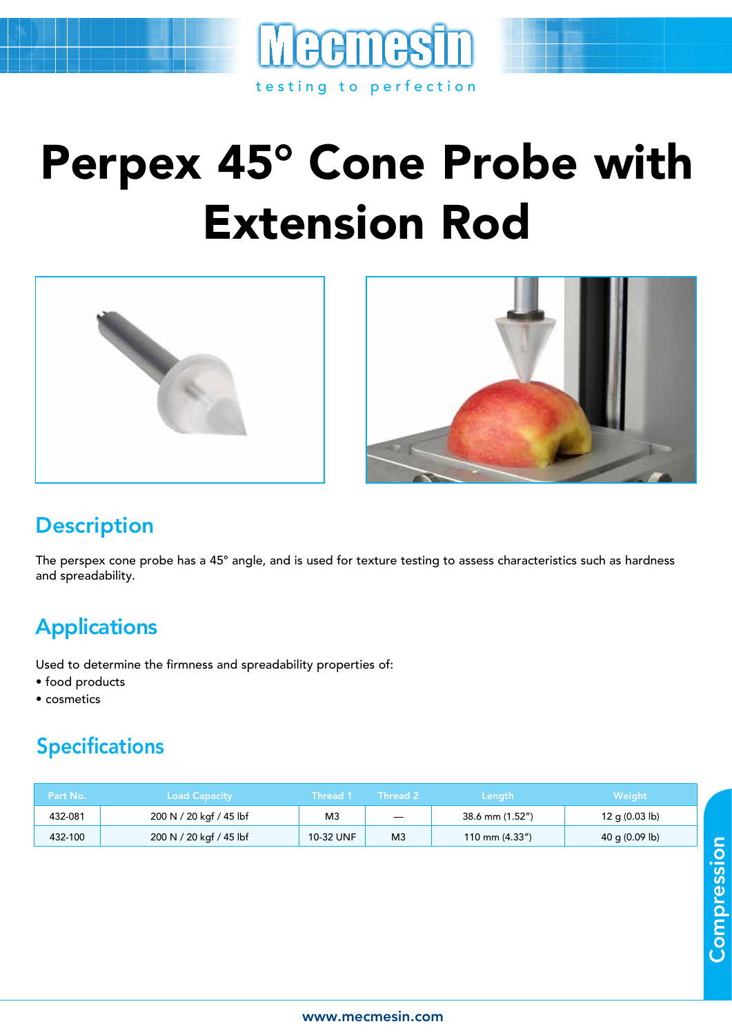# Perpex 45° Cone Probe with Extension Rod

## Description

The perspex cone probe has a 45° angle, and is used for texture testing to assess characteristics such as hardness and spreadability.

## Applications

Used to determine the firmness and spreadability properties of:

- food products
- cosmetics

## Specifications

| Part No. | Load Capacity | Thread 1 | Thread 2 | Length | Weight |
|---|---|---|---|---|---|
| 432-081 | 200 N / 20 kgf / 45 lbf | M3 | — | 38.6 mm (1.52") | 12 g (0.03 lb) |
| 432-100 | 200 N / 20 kgf / 45 lbf | 10-32 UNF | M3 | 110 mm (4.33") | 40 g (0.09 lb) |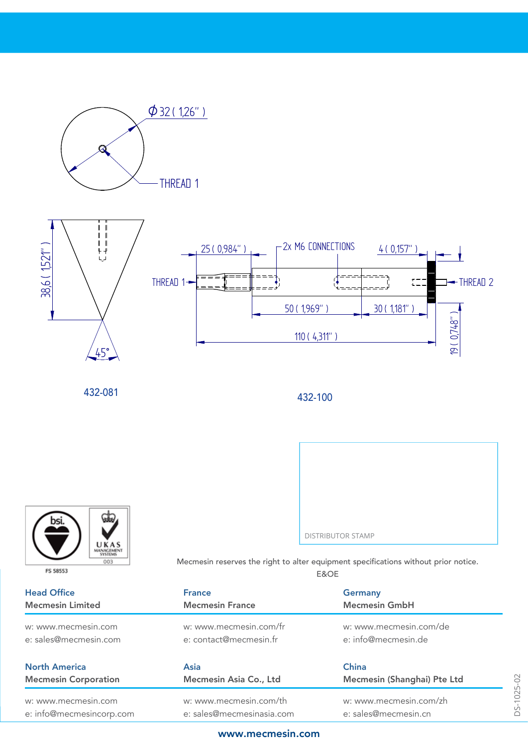Φ 32 ( 1,26" )

THREAD 1

38,6 ( 1,521" )

45°

432-081

25 ( 0,984" )

2x M6 CONNECTIONS

4 ( 0,157" )

THREAD 1

THREAD 2

50 ( 1,969" )

30 ( 1,181" )

110 ( 4,311" )

19 ( 0,748" )

432-100

DISTRIBUTOR STAMP

FS 58553

UKAS MANAGEMENT SYSTEMS 003

Mecmesin reserves the right to alter equipment specifications without prior notice.
E&OE

**Head Office**
**Mecmesin Limited**

w: www.mecmesin.com
e: sales@mecmesin.com

**France**
**Mecmesin France**

w: www.mecmesin.com/fr
e: contact@mecmesin.fr

**Germany**
**Mecmesin GmbH**

w: www.mecmesin.com/de
e: info@mecmesin.de

**North America**
**Mecmesin Corporation**

w: www.mecmesin.com
e: info@mecmesincorp.com

**Asia**
**Mecmesin Asia Co., Ltd**

w: www.mecmesin.com/th
e: sales@mecmesinasia.com

**China**
**Mecmesin (Shanghai) Pte Ltd**

w: www.mecmesin.com/zh
e: sales@mecmesin.cn

DS-1025-02

**www.mecmesin.com**